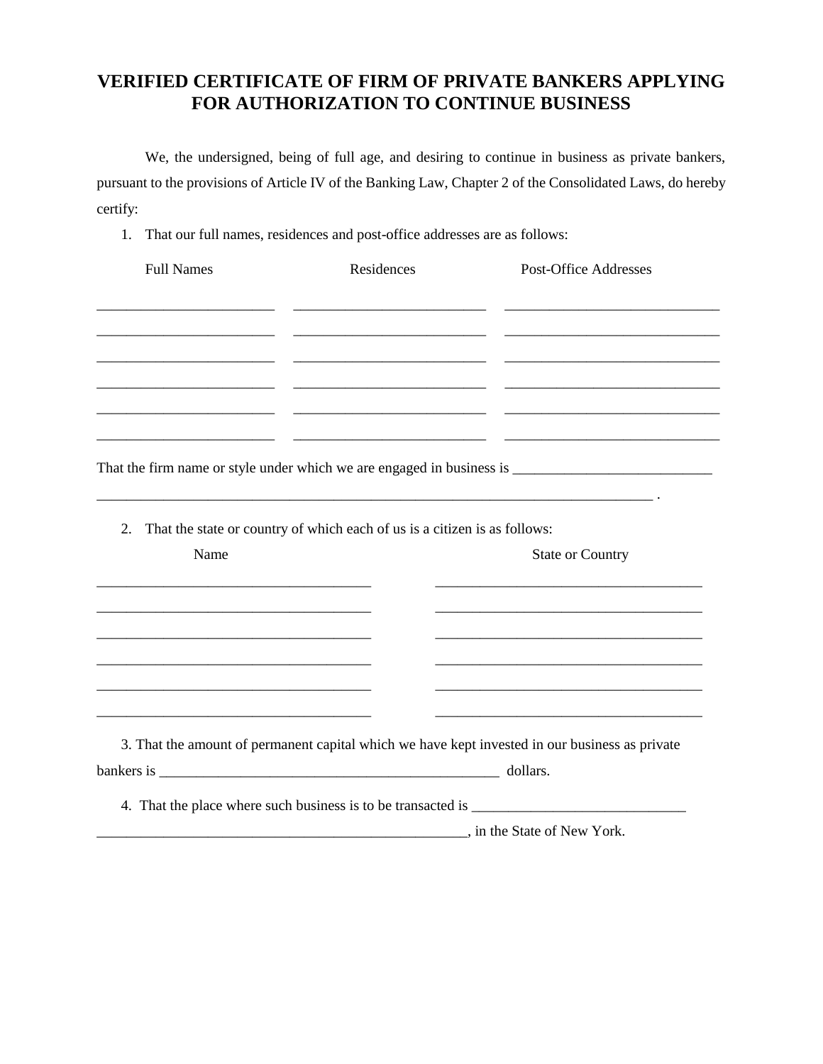# VERIFIED CERTIFICATE OF FIRM OF PRIVATE BANKERS APPLYING FOR AUTHORIZATION TO CONTINUE BUSINESS

We, the undersigned, being of full age, and desiring to continue in business as private bankers, pursuant to the provisions of Article IV of the Banking Law, Chapter 2 of the Consolidated Laws, do hereby certify:

1. That our full names, residences and post-office addresses are as follows:

| Full Names | Residences | Post-Office Addresses |
|---|---|---|
| ________________________ | __________________________ | _____________________________ |
| ________________________ | __________________________ | _____________________________ |
| ________________________ | __________________________ | _____________________________ |
| ________________________ | __________________________ | _____________________________ |
| ________________________ | __________________________ | _____________________________ |
| ________________________ | __________________________ | _____________________________ |

That the firm name or style under which we are engaged in business is ___________________________
___________________________________________________________________________ .

2. That the state or country of which each of us is a citizen is as follows:

| Name | State or Country |
|---|---|
| _____________________________________ | ____________________________________ |
| _____________________________________ | ____________________________________ |
| _____________________________________ | ____________________________________ |
| _____________________________________ | ____________________________________ |
| _____________________________________ | ____________________________________ |
| _____________________________________ | ____________________________________ |

3. That the amount of permanent capital which we have kept invested in our business as private bankers is ______________________________________________ dollars.

4. That the place where such business is to be transacted is _____________________________
__________________________________________________, in the State of New York.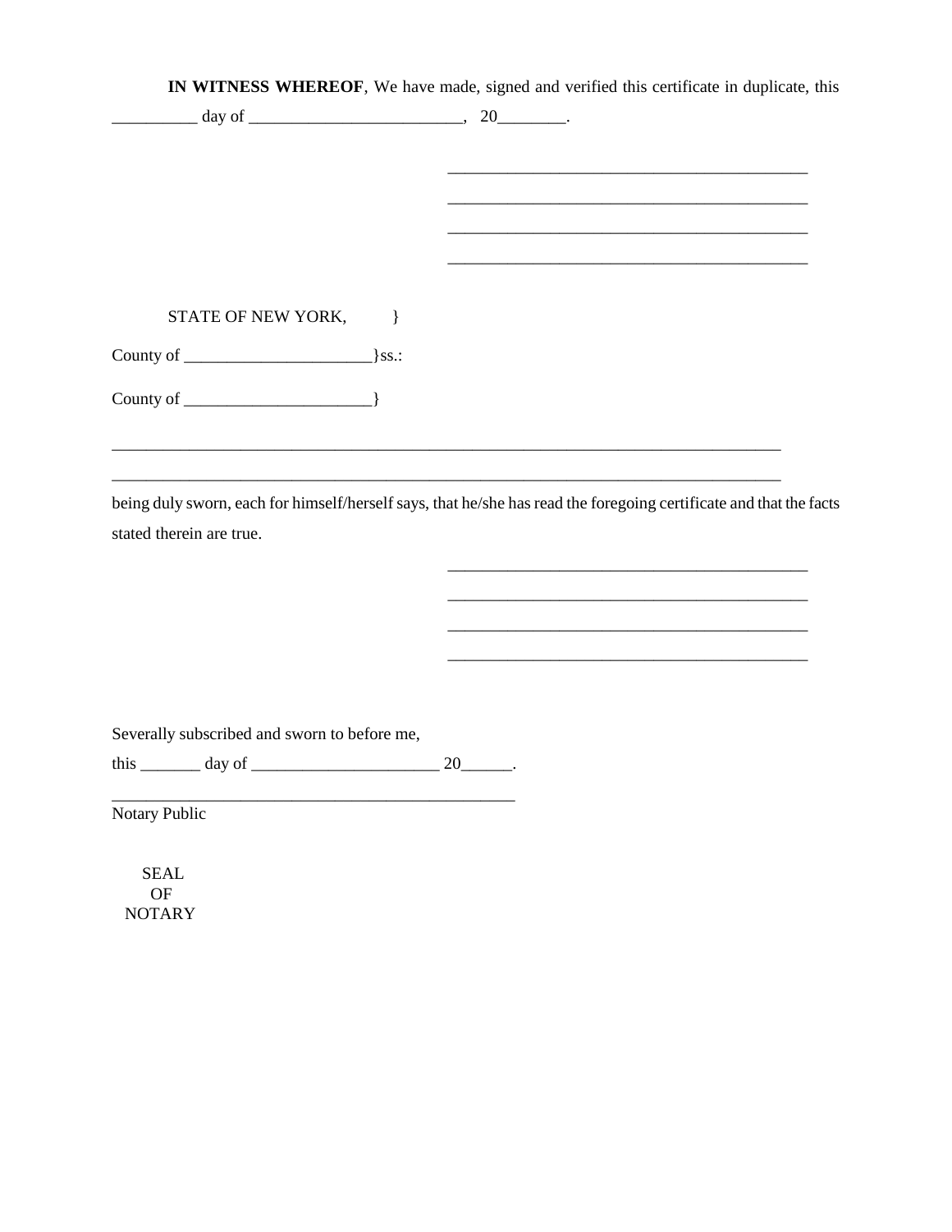**IN WITNESS WHEREOF**, We have made, signed and verified this certificate in duplicate, this __________ day of _________________________, 20________.

____________________________________________

____________________________________________

____________________________________________

____________________________________________

STATE OF NEW YORK, }

County of ______________________}ss.:

County of ______________________}

_________________________________________________________________________________

_________________________________________________________________________________

being duly sworn, each for himself/herself says, that he/she has read the foregoing certificate and that the facts stated therein are true.

____________________________________________

____________________________________________

____________________________________________

____________________________________________

Severally subscribed and sworn to before me,

this _______ day of ______________________ 20______.

_________________________________________________

Notary Public

SEAL
OF
NOTARY